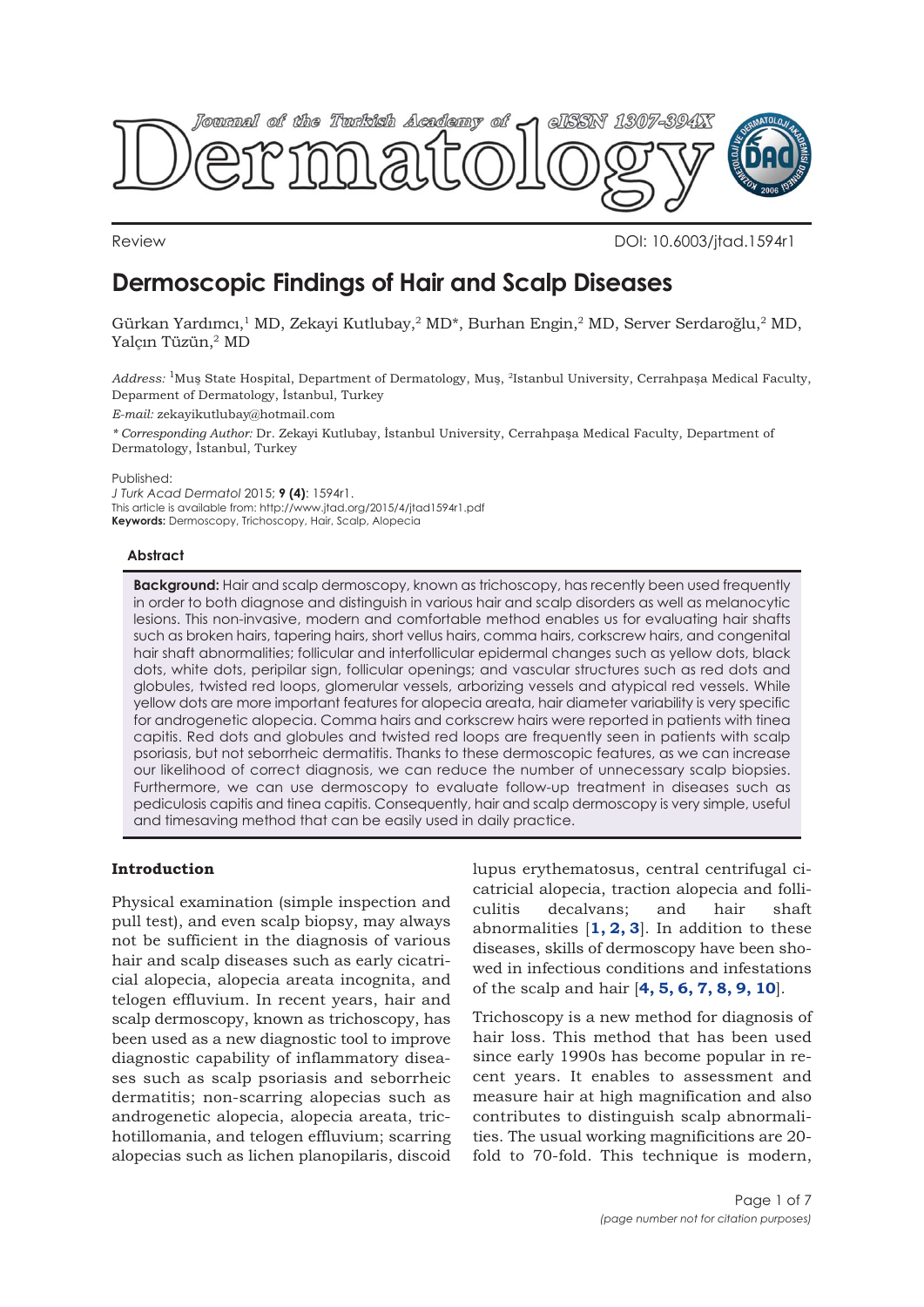Review

DOI: 10.6003/jtad.1594r1

# Dermoscopic Findings of Hair and Scalp Diseases

Gürkan Yardımcı,[1] MD, Zekayi Kutlubay,[2] MD*, Burhan Engin,[2] MD, Server Serdaroğlu,[2] MD, Yalçın Tüzün,[2] MD

*Address:* [1]Muş State Hospital, Department of Dermatology, Muş, [2]Istanbul University, Cerrahpaşa Medical Faculty, Deparment of Dermatology, İstanbul, Turkey

*E-mail:* zekayikutlubay@hotmail.com

*\* Corresponding Author:* Dr. Zekayi Kutlubay, İstanbul University, Cerrahpaşa Medical Faculty, Department of Dermatology, İstanbul, Turkey

Published:
*J Turk Acad Dermatol* 2015; **9 (4)**: 1594r1.
This article is available from: http://www.jtad.org/2015/4/jtad1594r1.pdf
**Keywords:** Dermoscopy, Trichoscopy, Hair, Scalp, Alopecia

### Abstract

**Background:** Hair and scalp dermoscopy, known as trichoscopy, has recently been used frequently in order to both diagnose and distinguish in various hair and scalp disorders as well as melanocytic lesions. This non-invasive, modern and comfortable method enables us for evaluating hair shafts such as broken hairs, tapering hairs, short vellus hairs, comma hairs, corkscrew hairs, and congenital hair shaft abnormalities; follicular and interfollicular epidermal changes such as yellow dots, black dots, white dots, peripilar sign, follicular openings; and vascular structures such as red dots and globules, twisted red loops, glomerular vessels, arborizing vessels and atypical red vessels. While yellow dots are more important features for alopecia areata, hair diameter variability is very specific for androgenetic alopecia. Comma hairs and corkscrew hairs were reported in patients with tinea capitis. Red dots and globules and twisted red loops are frequently seen in patients with scalp psoriasis, but not seborrheic dermatitis. Thanks to these dermoscopic features, as we can increase our likelihood of correct diagnosis, we can reduce the number of unnecessary scalp biopsies. Furthermore, we can use dermoscopy to evaluate follow-up treatment in diseases such as pediculosis capitis and tinea capitis. Consequently, hair and scalp dermoscopy is very simple, useful and timesaving method that can be easily used in daily practice.

## Introduction

Physical examination (simple inspection and pull test), and even scalp biopsy, may always not be sufficient in the diagnosis of various hair and scalp diseases such as early cicatricial alopecia, alopecia areata incognita, and telogen effluvium. In recent years, hair and scalp dermoscopy, known as trichoscopy, has been used as a new diagnostic tool to improve diagnostic capability of inflammatory diseases such as scalp psoriasis and seborrheic dermatitis; non-scarring alopecias such as androgenetic alopecia, alopecia areata, trichotillomania, and telogen effluvium; scarring alopecias such as lichen planopilaris, discoid lupus erythematosus, central centrifugal cicatricial alopecia, traction alopecia and folliculitis decalvans; and hair shaft abnormalities [**1, 2, 3**]. In addition to these diseases, skills of dermoscopy have been showed in infectious conditions and infestations of the scalp and hair [**4, 5, 6, 7, 8, 9, 10**].

Trichoscopy is a new method for diagnosis of hair loss. This method that has been used since early 1990s has become popular in recent years. It enables to assessment and measure hair at high magnification and also contributes to distinguish scalp abnormalities. The usual working magnificitions are 20-fold to 70-fold. This technique is modern,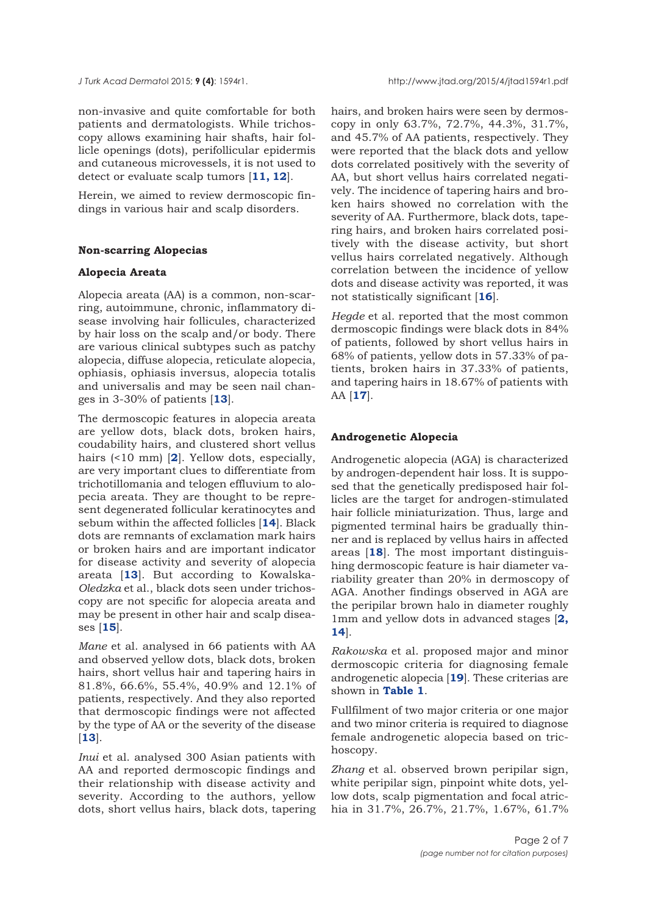non-invasive and quite comfortable for both patients and dermatologists. While trichoscopy allows examining hair shafts, hair follicle openings (dots), perifollicular epidermis and cutaneous microvessels, it is not used to detect or evaluate scalp tumors [**11, 12**].

Herein, we aimed to review dermoscopic findings in various hair and scalp disorders.

### Non-scarring Alopecias

#### Alopecia Areata

Alopecia areata (AA) is a common, non-scarring, autoimmune, chronic, inflammatory disease involving hair follicules, characterized by hair loss on the scalp and/or body. There are various clinical subtypes such as patchy alopecia, diffuse alopecia, reticulate alopecia, ophiasis, ophiasis inversus, alopecia totalis and universalis and may be seen nail changes in 3-30% of patients [**13**].

The dermoscopic features in alopecia areata are yellow dots, black dots, broken hairs, coudability hairs, and clustered short vellus hairs (<10 mm) [**2**]. Yellow dots, especially, are very important clues to differentiate from trichotillomania and telogen effluvium to alopecia areata. They are thought to represent degenerated follicular keratinocytes and sebum within the affected follicles [**14**]. Black dots are remnants of exclamation mark hairs or broken hairs and are important indicator for disease activity and severity of alopecia areata [**13**]. But according to Kowalska-*Oledzka* et al., black dots seen under trichoscopy are not specific for alopecia areata and may be present in other hair and scalp diseases [**15**].

*Mane* et al. analysed in 66 patients with AA and observed yellow dots, black dots, broken hairs, short vellus hair and tapering hairs in 81.8%, 66.6%, 55.4%, 40.9% and 12.1% of patients, respectively. And they also reported that dermoscopic findings were not affected by the type of AA or the severity of the disease [**13**].

*Inui* et al. analysed 300 Asian patients with AA and reported dermoscopic findings and their relationship with disease activity and severity. According to the authors, yellow dots, short vellus hairs, black dots, tapering hairs, and broken hairs were seen by dermoscopy in only 63.7%, 72.7%, 44.3%, 31.7%, and 45.7% of AA patients, respectively. They were reported that the black dots and yellow dots correlated positively with the severity of AA, but short vellus hairs correlated negatively. The incidence of tapering hairs and broken hairs showed no correlation with the severity of AA. Furthermore, black dots, tapering hairs, and broken hairs correlated positively with the disease activity, but short vellus hairs correlated negatively. Although correlation between the incidence of yellow dots and disease activity was reported, it was not statistically significant [**16**].

*Hegde* et al. reported that the most common dermoscopic findings were black dots in 84% of patients, followed by short vellus hairs in 68% of patients, yellow dots in 57.33% of patients, broken hairs in 37.33% of patients, and tapering hairs in 18.67% of patients with AA [**17**].

#### Androgenetic Alopecia

Androgenetic alopecia (AGA) is characterized by androgen-dependent hair loss. It is supposed that the genetically predisposed hair follicles are the target for androgen-stimulated hair follicle miniaturization. Thus, large and pigmented terminal hairs be gradually thinner and is replaced by vellus hairs in affected areas [**18**]. The most important distinguishing dermoscopic feature is hair diameter variability greater than 20% in dermoscopy of AGA. Another findings observed in AGA are the peripilar brown halo in diameter roughly 1mm and yellow dots in advanced stages [**2, 14**].

*Rakowska* et al. proposed major and minor dermoscopic criteria for diagnosing female androgenetic alopecia [**19**]. These criterias are shown in **Table 1**.

Fullfilment of two major criteria or one major and two minor criteria is required to diagnose female androgenetic alopecia based on trichoscopy.

*Zhang* et al. observed brown peripilar sign, white peripilar sign, pinpoint white dots, yellow dots, scalp pigmentation and focal atrichia in 31.7%, 26.7%, 21.7%, 1.67%, 61.7%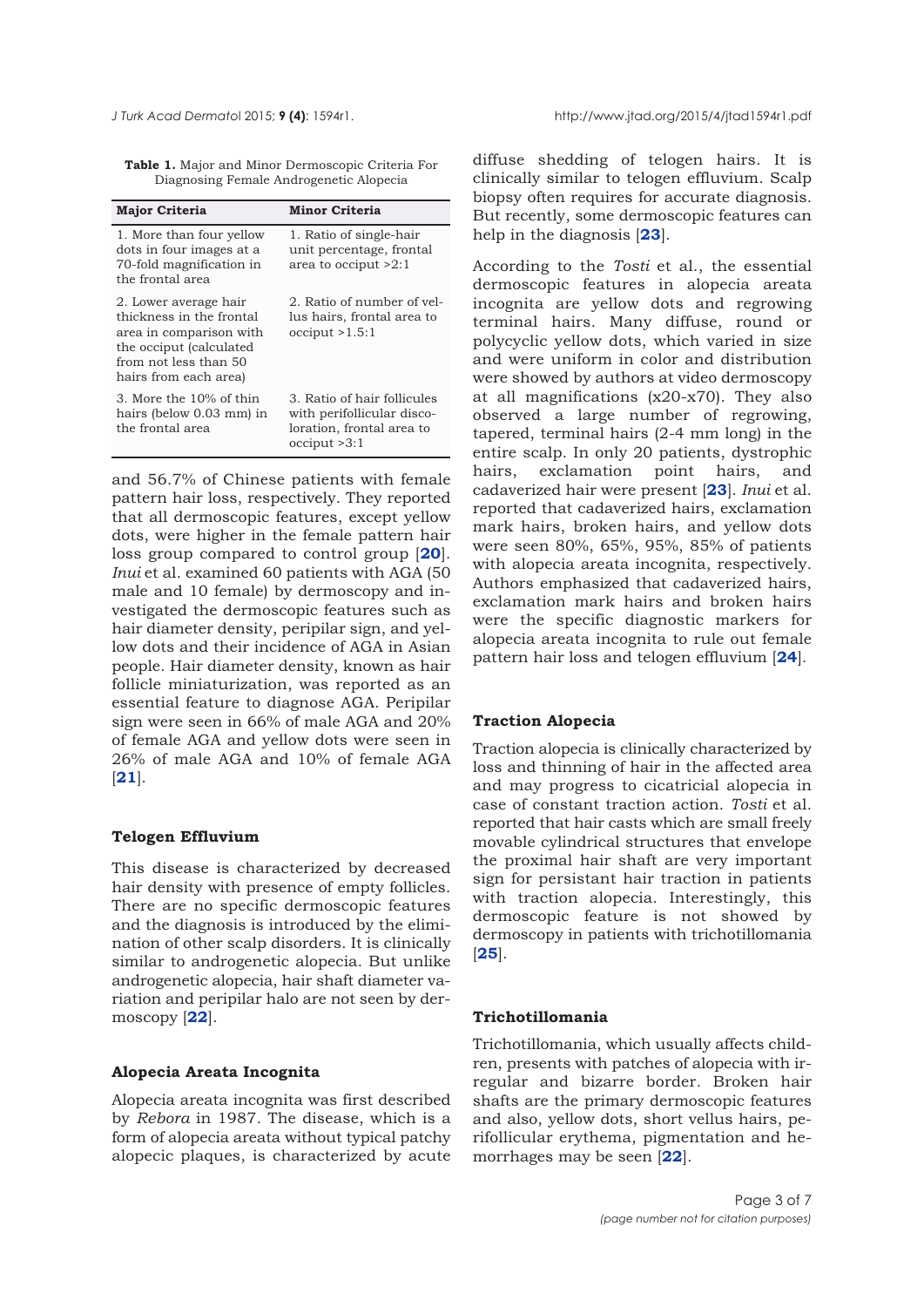**Table 1.** Major and Minor Dermoscopic Criteria For Diagnosing Female Androgenetic Alopecia

| Major Criteria | Minor Criteria |
|---|---|
| 1. More than four yellow dots in four images at a 70-fold magnification in the frontal area | 1. Ratio of single-hair unit percentage, frontal area to occiput >2:1 |
| 2. Lower average hair thickness in the frontal area in comparison with the occiput (calculated from not less than 50 hairs from each area) | 2. Ratio of number of vellus hairs, frontal area to occiput >1.5:1 |
| 3. More the 10% of thin hairs (below 0.03 mm) in the frontal area | 3. Ratio of hair follicules with perifollicular discoloration, frontal area to occiput >3:1 |

and 56.7% of Chinese patients with female pattern hair loss, respectively. They reported that all dermoscopic features, except yellow dots, were higher in the female pattern hair loss group compared to control group [20]. *Inui* et al. examined 60 patients with AGA (50 male and 10 female) by dermoscopy and investigated the dermoscopic features such as hair diameter density, peripilar sign, and yellow dots and their incidence of AGA in Asian people. Hair diameter density, known as hair follicle miniaturization, was reported as an essential feature to diagnose AGA. Peripilar sign were seen in 66% of male AGA and 20% of female AGA and yellow dots were seen in 26% of male AGA and 10% of female AGA [21].

### Telogen Effluvium

This disease is characterized by decreased hair density with presence of empty follicles. There are no specific dermoscopic features and the diagnosis is introduced by the elimination of other scalp disorders. It is clinically similar to androgenetic alopecia. But unlike androgenetic alopecia, hair shaft diameter variation and peripilar halo are not seen by dermoscopy [22].

### Alopecia Areata Incognita

Alopecia areata incognita was first described by *Rebora* in 1987. The disease, which is a form of alopecia areata without typical patchy alopecic plaques, is characterized by acute diffuse shedding of telogen hairs. It is clinically similar to telogen effluvium. Scalp biopsy often requires for accurate diagnosis. But recently, some dermoscopic features can help in the diagnosis [23].

According to the *Tosti* et al., the essential dermoscopic features in alopecia areata incognita are yellow dots and regrowing terminal hairs. Many diffuse, round or polycyclic yellow dots, which varied in size and were uniform in color and distribution were showed by authors at video dermoscopy at all magnifications (x20-x70). They also observed a large number of regrowing, tapered, terminal hairs (2-4 mm long) in the entire scalp. In only 20 patients, dystrophic hairs, exclamation point hairs, and cadaverized hair were present [23]. *Inui* et al. reported that cadaverized hairs, exclamation mark hairs, broken hairs, and yellow dots were seen 80%, 65%, 95%, 85% of patients with alopecia areata incognita, respectively. Authors emphasized that cadaverized hairs, exclamation mark hairs and broken hairs were the specific diagnostic markers for alopecia areata incognita to rule out female pattern hair loss and telogen effluvium [24].

### Traction Alopecia

Traction alopecia is clinically characterized by loss and thinning of hair in the affected area and may progress to cicatricial alopecia in case of constant traction action. *Tosti* et al. reported that hair casts which are small freely movable cylindrical structures that envelope the proximal hair shaft are very important sign for persistant hair traction in patients with traction alopecia. Interestingly, this dermoscopic feature is not showed by dermoscopy in patients with trichotillomania [25].

### Trichotillomania

Trichotillomania, which usually affects children, presents with patches of alopecia with irregular and bizarre border. Broken hair shafts are the primary dermoscopic features and also, yellow dots, short vellus hairs, perifollicular erythema, pigmentation and hemorrhages may be seen [22].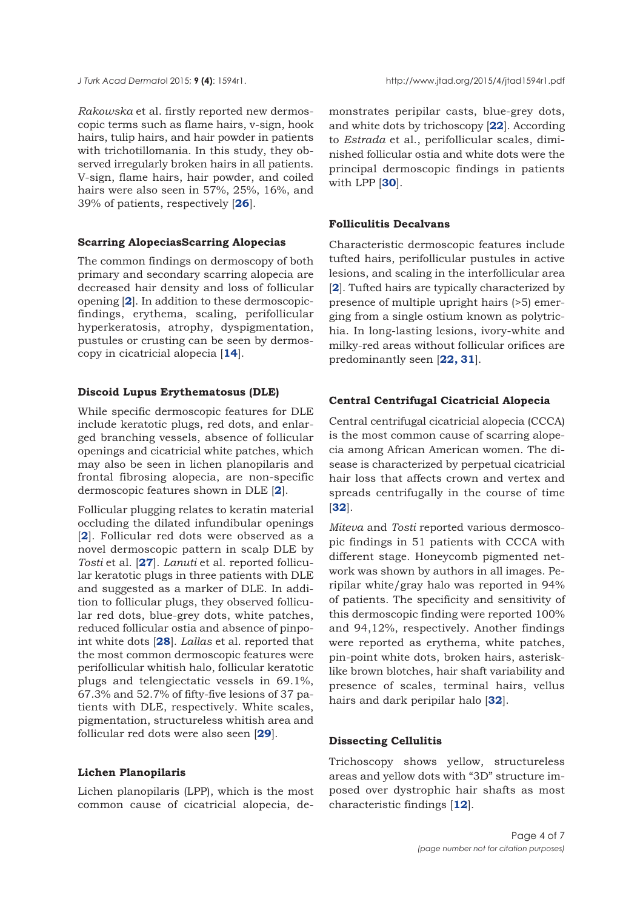*Rakowska* et al. firstly reported new dermoscopic terms such as flame hairs, v-sign, hook hairs, tulip hairs, and hair powder in patients with trichotillomania. In this study, they observed irregularly broken hairs in all patients. V-sign, flame hairs, hair powder, and coiled hairs were also seen in 57%, 25%, 16%, and 39% of patients, respectively [**26**].

### Scarring AlopeciasScarring Alopecias

The common findings on dermoscopy of both primary and secondary scarring alopecia are decreased hair density and loss of follicular opening [**2**]. In addition to these dermoscopicfindings, erythema, scaling, perifollicular hyperkeratosis, atrophy, dyspigmentation, pustules or crusting can be seen by dermoscopy in cicatricial alopecia [**14**].

### Discoid Lupus Erythematosus (DLE)

While specific dermoscopic features for DLE include keratotic plugs, red dots, and enlarged branching vessels, absence of follicular openings and cicatricial white patches, which may also be seen in lichen planopilaris and frontal fibrosing alopecia, are non-specific dermoscopic features shown in DLE [**2**].

Follicular plugging relates to keratin material occluding the dilated infundibular openings [**2**]. Follicular red dots were observed as a novel dermoscopic pattern in scalp DLE by *Tosti* et al. [**27**]. *Lanuti* et al. reported follicular keratotic plugs in three patients with DLE and suggested as a marker of DLE. In addition to follicular plugs, they observed follicular red dots, blue-grey dots, white patches, reduced follicular ostia and absence of pinpoint white dots [**28**]. *Lallas* et al. reported that the most common dermoscopic features were perifollicular whitish halo, follicular keratotic plugs and telengiectatic vessels in 69.1%, 67.3% and 52.7% of fifty-five lesions of 37 patients with DLE, respectively. White scales, pigmentation, structureless whitish area and follicular red dots were also seen [**29**].

### Lichen Planopilaris

Lichen planopilaris (LPP), which is the most common cause of cicatricial alopecia, demonstrates peripilar casts, blue-grey dots, and white dots by trichoscopy [**22**]. According to *Estrada* et al., perifollicular scales, diminished follicular ostia and white dots were the principal dermoscopic findings in patients with LPP [**30**].

### Folliculitis Decalvans

Characteristic dermoscopic features include tufted hairs, perifollicular pustules in active lesions, and scaling in the interfollicular area [**2**]. Tufted hairs are typically characterized by presence of multiple upright hairs (>5) emerging from a single ostium known as polytrichia. In long-lasting lesions, ivory-white and milky-red areas without follicular orifices are predominantly seen [**22, 31**].

### Central Centrifugal Cicatricial Alopecia

Central centrifugal cicatricial alopecia (CCCA) is the most common cause of scarring alopecia among African American women. The disease is characterized by perpetual cicatricial hair loss that affects crown and vertex and spreads centrifugally in the course of time [**32**].

*Miteva* and *Tosti* reported various dermoscopic findings in 51 patients with CCCA with different stage. Honeycomb pigmented network was shown by authors in all images. Peripilar white/gray halo was reported in 94% of patients. The specificity and sensitivity of this dermoscopic finding were reported 100% and 94,12%, respectively. Another findings were reported as erythema, white patches, pin-point white dots, broken hairs, asterisk-like brown blotches, hair shaft variability and presence of scales, terminal hairs, vellus hairs and dark peripilar halo [**32**].

### Dissecting Cellulitis

Trichoscopy shows yellow, structureless areas and yellow dots with "3D" structure imposed over dystrophic hair shafts as most characteristic findings [**12**].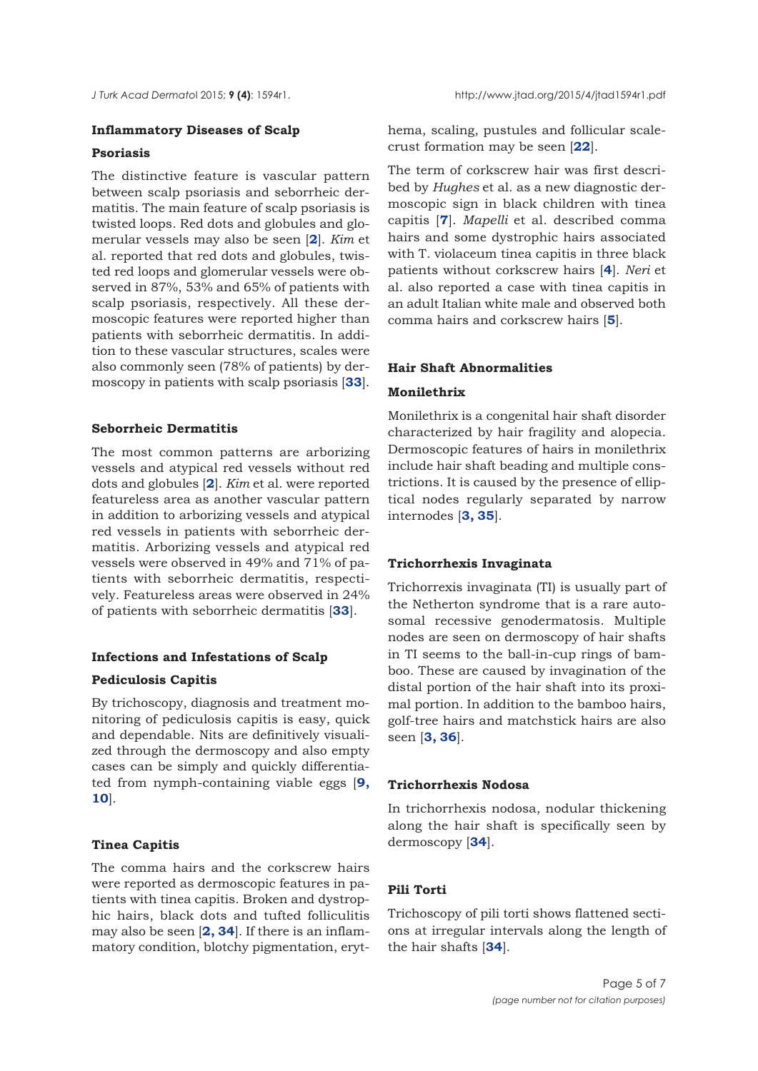## Inflammatory Diseases of Scalp

### Psoriasis

The distinctive feature is vascular pattern between scalp psoriasis and seborrheic dermatitis. The main feature of scalp psoriasis is twisted loops. Red dots and globules and glomerular vessels may also be seen [**2**]. *Kim* et al. reported that red dots and globules, twisted red loops and glomerular vessels were observed in 87%, 53% and 65% of patients with scalp psoriasis, respectively. All these dermoscopic features were reported higher than patients with seborrheic dermatitis. In addition to these vascular structures, scales were also commonly seen (78% of patients) by dermoscopy in patients with scalp psoriasis [**33**].

### Seborrheic Dermatitis

The most common patterns are arborizing vessels and atypical red vessels without red dots and globules [**2**]. *Kim* et al. were reported featureless area as another vascular pattern in addition to arborizing vessels and atypical red vessels in patients with seborrheic dermatitis. Arborizing vessels and atypical red vessels were observed in 49% and 71% of patients with seborrheic dermatitis, respectively. Featureless areas were observed in 24% of patients with seborrheic dermatitis [**33**].

## Infections and Infestations of Scalp

### Pediculosis Capitis

By trichoscopy, diagnosis and treatment monitoring of pediculosis capitis is easy, quick and dependable. Nits are definitively visualized through the dermoscopy and also empty cases can be simply and quickly differentiated from nymph-containing viable eggs [**9, 10**].

### Tinea Capitis

The comma hairs and the corkscrew hairs were reported as dermoscopic features in patients with tinea capitis. Broken and dystrophic hairs, black dots and tufted folliculitis may also be seen [**2, 34**]. If there is an inflammatory condition, blotchy pigmentation, erythema, scaling, pustules and follicular scale-crust formation may be seen [**22**].

The term of corkscrew hair was first described by *Hughes* et al. as a new diagnostic dermoscopic sign in black children with tinea capitis [**7**]. *Mapelli* et al. described comma hairs and some dystrophic hairs associated with T. violaceum tinea capitis in three black patients without corkscrew hairs [**4**]. *Neri* et al. also reported a case with tinea capitis in an adult Italian white male and observed both comma hairs and corkscrew hairs [**5**].

## Hair Shaft Abnormalities

### Monilethrix

Monilethrix is a congenital hair shaft disorder characterized by hair fragility and alopecia. Dermoscopic features of hairs in monilethrix include hair shaft beading and multiple constrictions. It is caused by the presence of elliptical nodes regularly separated by narrow internodes [**3, 35**].

### Trichorrhexis Invaginata

Trichorrexis invaginata (TI) is usually part of the Netherton syndrome that is a rare autosomal recessive genodermatosis. Multiple nodes are seen on dermoscopy of hair shafts in TI seems to the ball-in-cup rings of bamboo. These are caused by invagination of the distal portion of the hair shaft into its proximal portion. In addition to the bamboo hairs, golf-tree hairs and matchstick hairs are also seen [**3, 36**].

### Trichorrhexis Nodosa

In trichorrhexis nodosa, nodular thickening along the hair shaft is specifically seen by dermoscopy [**34**].

### Pili Torti

Trichoscopy of pili torti shows flattened sections at irregular intervals along the length of the hair shafts [**34**].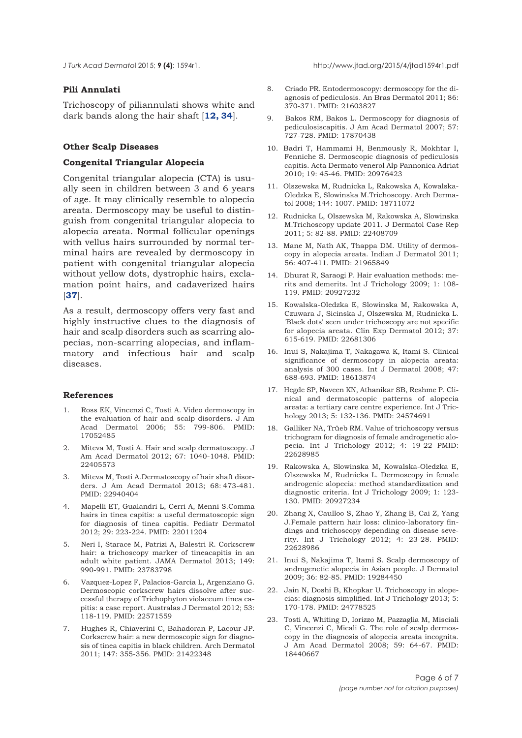### Pili Annulati

Trichoscopy of piliannulati shows white and dark bands along the hair shaft [**12, 34**].

### Other Scalp Diseases

### Congenital Triangular Alopecia

Congenital triangular alopecia (CTA) is usually seen in children between 3 and 6 years of age. It may clinically resemble to alopecia areata. Dermoscopy may be useful to distinguish from congenital triangular alopecia to alopecia areata. Normal follicular openings with vellus hairs surrounded by normal terminal hairs are revealed by dermoscopy in patient with congenital triangular alopecia without yellow dots, dystrophic hairs, exclamation point hairs, and cadaverized hairs [**37**].

As a result, dermoscopy offers very fast and highly instructive clues to the diagnosis of hair and scalp disorders such as scarring alopecias, non-scarring alopecias, and inflammatory and infectious hair and scalp diseases.

### References

1. Ross EK, Vincenzi C, Tosti A. Video dermoscopy in the evaluation of hair and scalp disorders. J Am Acad Dermatol 2006; 55: 799-806. PMID: 17052485
2. Miteva M, Tosti A. Hair and scalp dermatoscopy. J Am Acad Dermatol 2012; 67: 1040-1048. PMID: 22405573
3. Miteva M, Tosti A.Dermatoscopy of hair shaft disorders. J Am Acad Dermatol 2013; 68: 473-481. PMID: 22940404
4. Mapelli ET, Gualandri L, Cerri A, Menni S.Comma hairs in tinea capitis: a useful dermatoscopic sign for diagnosis of tinea capitis. Pediatr Dermatol 2012; 29: 223-224. PMID: 22011204
5. Neri I, Starace M, Patrizi A, Balestri R. Corkscrew hair: a trichoscopy marker of tineacapitis in an adult white patient. JAMA Dermatol 2013; 149: 990-991. PMID: 23783798
6. Vazquez-Lopez F, Palacios-Garcia L, Argenziano G. Dermoscopic corkscrew hairs dissolve after successful therapy of Trichophyton violaceum tinea capitis: a case report. Australas J Dermatol 2012; 53: 118-119. PMID: 22571559
7. Hughes R, Chiaverini C, Bahadoran P, Lacour JP. Corkscrew hair: a new dermoscopic sign for diagnosis of tinea capitis in black children. Arch Dermatol 2011; 147: 355-356. PMID: 21422348
8. Criado PR. Entodermoscopy: dermoscopy for the diagnosis of pediculosis. An Bras Dermatol 2011; 86: 370-371. PMID: 21603827
9. Bakos RM, Bakos L. Dermoscopy for diagnosis of pediculosiscapitis. J Am Acad Dermatol 2007; 57: 727-728. PMID: 17870438
10. Badri T, Hammami H, Benmously R, Mokhtar I, Fenniche S. Dermoscopic diagnosis of pediculosis capitis. Acta Dermato venerol Alp Pannonica Adriat 2010; 19: 45-46. PMID: 20976423
11. Olszewska M, Rudnicka L, Rakowska A, Kowalska-Oledzka E, Slowinska M.Trichoscopy. Arch Dermatol 2008; 144: 1007. PMID: 18711072
12. Rudnicka L, Olszewska M, Rakowska A, Slowinska M.Trichoscopy update 2011. J Dermatol Case Rep 2011; 5: 82-88. PMID: 22408709
13. Mane M, Nath AK, Thappa DM. Utility of dermoscopy in alopecia areata. Indian J Dermatol 2011; 56: 407-411. PMID: 21965849
14. Dhurat R, Saraogi P. Hair evaluation methods: merits and demerits. Int J Trichology 2009; 1: 108-119. PMID: 20927232
15. Kowalska-Oledzka E, Slowinska M, Rakowska A, Czuwara J, Sicinska J, Olszewska M, Rudnicka L. 'Black dots' seen under trichoscopy are not specific for alopecia areata. Clin Exp Dermatol 2012; 37: 615-619. PMID: 22681306
16. Inui S, Nakajima T, Nakagawa K, Itami S. Clinical significance of dermoscopy in alopecia areata: analysis of 300 cases. Int J Dermatol 2008; 47: 688-693. PMID: 18613874
17. Hegde SP, Naveen KN, Athanikar SB, Reshme P. Clinical and dermatoscopic patterns of alopecia areata: a tertiary care centre experience. Int J Trichology 2013; 5: 132-136. PMID: 24574691
18. Galliker NA, Trüeb RM. Value of trichoscopy versus trichogram for diagnosis of female androgenetic alopecia. Int J Trichology 2012; 4: 19-22 PMID: 22628985
19. Rakowska A, Slowinska M, Kowalska-Oledzka E, Olszewska M, Rudnicka L. Dermoscopy in female androgenic alopecia: method standardization and diagnostic criteria. Int J Trichology 2009; 1: 123-130. PMID: 20927234
20. Zhang X, Caulloo S, Zhao Y, Zhang B, Cai Z, Yang J.Female pattern hair loss: clinico-laboratory findings and trichoscopy depending on disease severity. Int J Trichology 2012; 4: 23-28. PMID: 22628986
21. Inui S, Nakajima T, Itami S. Scalp dermoscopy of androgenetic alopecia in Asian people. J Dermatol 2009; 36: 82-85. PMID: 19284450
22. Jain N, Doshi B, Khopkar U. Trichoscopy in alopecias: diagnosis simplified. Int J Trichology 2013; 5: 170-178. PMID: 24778525
23. Tosti A, Whiting D, Iorizzo M, Pazzaglia M, Misciali C, Vincenzi C, Micali G. The role of scalp dermoscopy in the diagnosis of alopecia areata incognita. J Am Acad Dermatol 2008; 59: 64-67. PMID: 18440667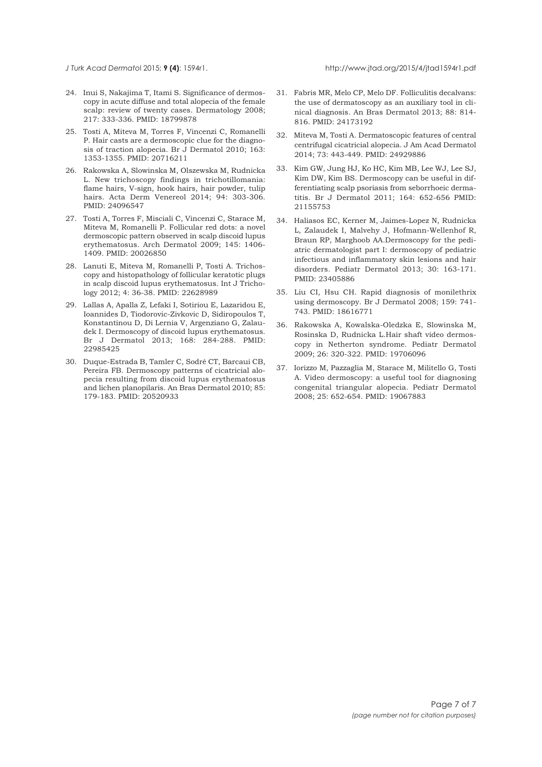24. Inui S, Nakajima T, Itami S. Significance of dermoscopy in acute diffuse and total alopecia of the female scalp: review of twenty cases. Dermatology 2008; 217: 333-336. PMID: 18799878

25. Tosti A, Miteva M, Torres F, Vincenzi C, Romanelli P. Hair casts are a dermoscopic clue for the diagnosis of traction alopecia. Br J Dermatol 2010; 163: 1353-1355. PMID: 20716211

26. Rakowska A, Slowinska M, Olszewska M, Rudnicka L. New trichoscopy findings in trichotillomania: flame hairs, V-sign, hook hairs, hair powder, tulip hairs. Acta Derm Venereol 2014; 94: 303-306. PMID: 24096547

27. Tosti A, Torres F, Misciali C, Vincenzi C, Starace M, Miteva M, Romanelli P. Follicular red dots: a novel dermoscopic pattern observed in scalp discoid lupus erythematosus. Arch Dermatol 2009; 145: 1406-1409. PMID: 20026850

28. Lanuti E, Miteva M, Romanelli P, Tosti A. Trichoscopy and histopathology of follicular keratotic plugs in scalp discoid lupus erythematosus. Int J Trichology 2012; 4: 36-38. PMID: 22628989

29. Lallas A, Apalla Z, Lefaki I, Sotiriou E, Lazaridou E, Ioannides D, Tiodorovic-Zivkovic D, Sidiropoulos T, Konstantinou D, Di Lernia V, Argenziano G, Zalaudek I. Dermoscopy of discoid lupus erythematosus. Br J Dermatol 2013; 168: 284-288. PMID: 22985425

30. Duque-Estrada B, Tamler C, Sodré CT, Barcaui CB, Pereira FB. Dermoscopy patterns of cicatricial alopecia resulting from discoid lupus erythematosus and lichen planopilaris. An Bras Dermatol 2010; 85: 179-183. PMID: 20520933

31. Fabris MR, Melo CP, Melo DF. Folliculitis decalvans: the use of dermatoscopy as an auxiliary tool in clinical diagnosis. An Bras Dermatol 2013; 88: 814-816. PMID: 24173192

32. Miteva M, Tosti A. Dermatoscopic features of central centrifugal cicatricial alopecia. J Am Acad Dermatol 2014; 73: 443-449. PMID: 24929886

33. Kim GW, Jung HJ, Ko HC, Kim MB, Lee WJ, Lee SJ, Kim DW, Kim BS. Dermoscopy can be useful in differentiating scalp psoriasis from seborrhoeic dermatitis. Br J Dermatol 2011; 164: 652-656 PMID: 21155753

34. Haliasos EC, Kerner M, Jaimes-Lopez N, Rudnicka L, Zalaudek I, Malvehy J, Hofmann-Wellenhof R, Braun RP, Marghoob AA.Dermoscopy for the pediatric dermatologist part I: dermoscopy of pediatric infectious and inflammatory skin lesions and hair disorders. Pediatr Dermatol 2013; 30: 163-171. PMID: 23405886

35. Liu CI, Hsu CH. Rapid diagnosis of monilethrix using dermoscopy. Br J Dermatol 2008; 159: 741-743. PMID: 18616771

36. Rakowska A, Kowalska-Oledzka E, Slowinska M, Rosinska D, Rudnicka L.Hair shaft video dermoscopy in Netherton syndrome. Pediatr Dermatol 2009; 26: 320-322. PMID: 19706096

37. Iorizzo M, Pazzaglia M, Starace M, Militello G, Tosti A. Video dermoscopy: a useful tool for diagnosing congenital triangular alopecia. Pediatr Dermatol 2008; 25: 652-654. PMID: 19067883